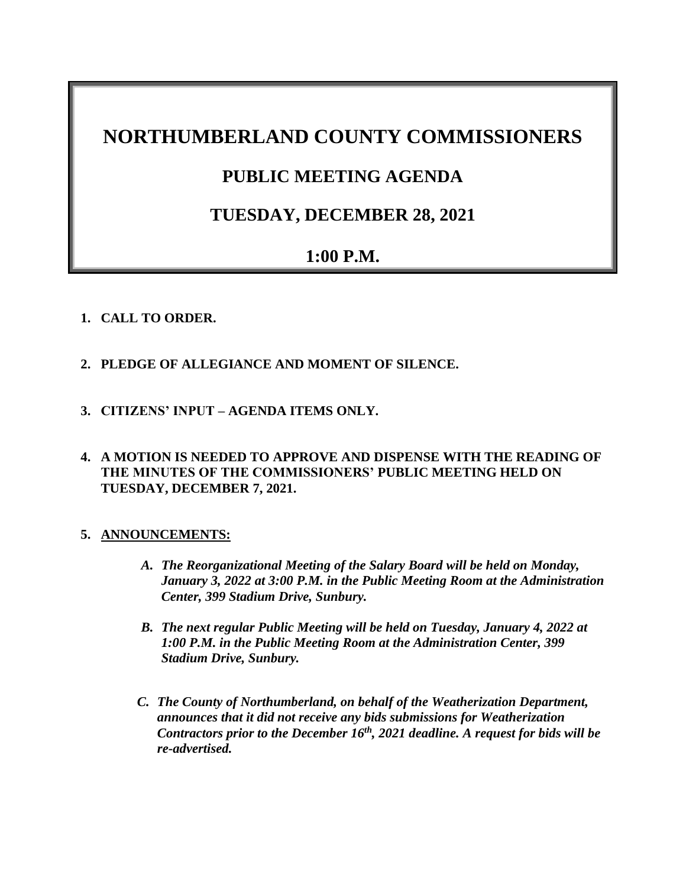# NORTHUMBERLAND COUNTY COMMISSIONERS

## PUBLIC MEETING AGENDA

## TUESDAY, DECEMBER 28, 2021

## 1:00 P.M.

1. **CALL TO ORDER.**

2. **PLEDGE OF ALLEGIANCE AND MOMENT OF SILENCE.**

3. **CITIZENS' INPUT – AGENDA ITEMS ONLY.**

4. **A MOTION IS NEEDED TO APPROVE AND DISPENSE WITH THE READING OF THE MINUTES OF THE COMMISSIONERS' PUBLIC MEETING HELD ON TUESDAY, DECEMBER 7, 2021.**

5. **ANNOUNCEMENTS:**

   A. ***The Reorganizational Meeting of the Salary Board will be held on Monday, January 3, 2022 at 3:00 P.M. in the Public Meeting Room at the Administration Center, 399 Stadium Drive, Sunbury.***

   B. ***The next regular Public Meeting will be held on Tuesday, January 4, 2022 at 1:00 P.M. in the Public Meeting Room at the Administration Center, 399 Stadium Drive, Sunbury.***

   C. ***The County of Northumberland, on behalf of the Weatherization Department, announces that it did not receive any bids submissions for Weatherization Contractors prior to the December 16th, 2021 deadline. A request for bids will be re-advertised.***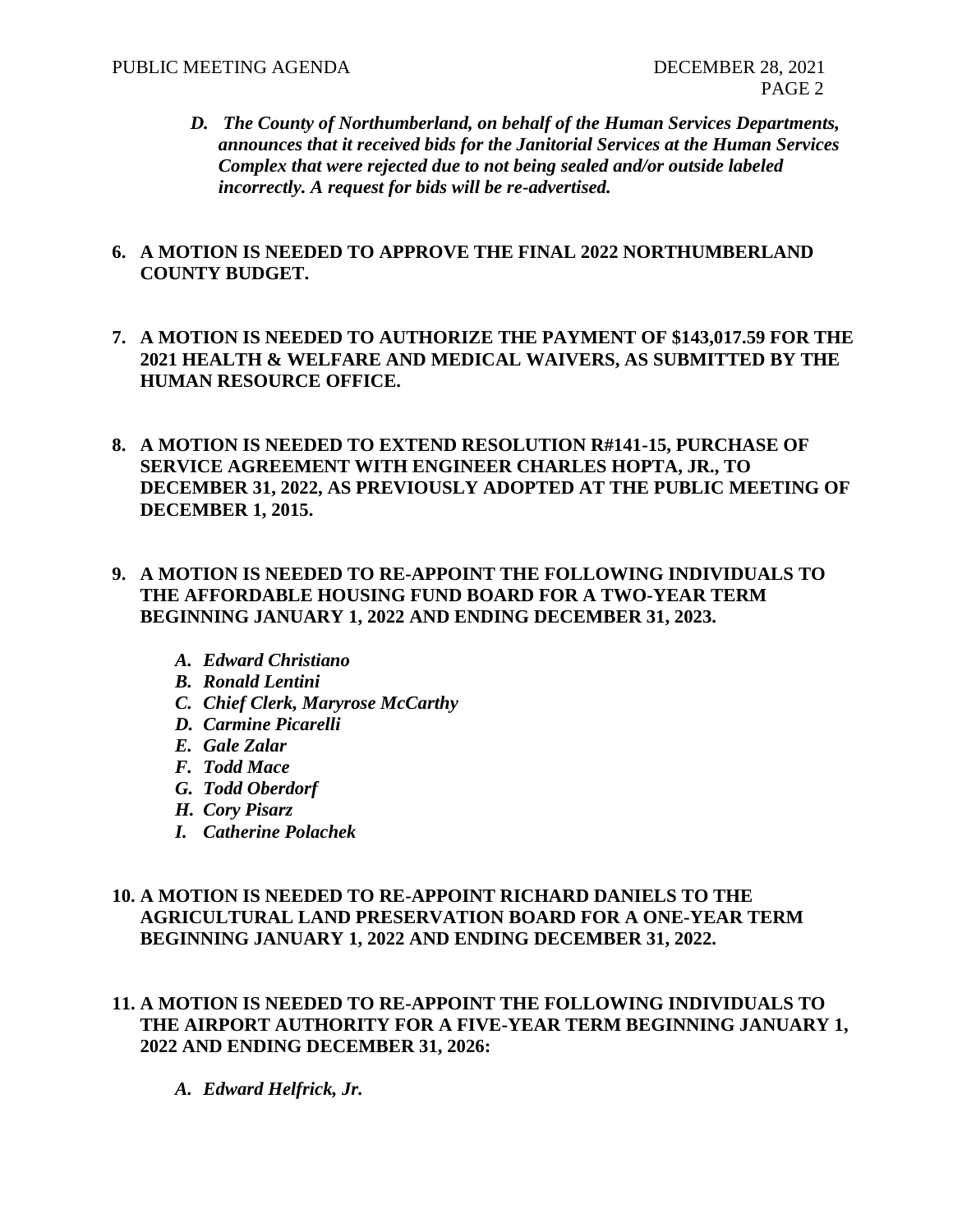*D. The County of Northumberland, on behalf of the Human Services Departments, announces that it received bids for the Janitorial Services at the Human Services Complex that were rejected due to not being sealed and/or outside labeled incorrectly. A request for bids will be re-advertised.*

**6. A MOTION IS NEEDED TO APPROVE THE FINAL 2022 NORTHUMBERLAND COUNTY BUDGET.**

**7. A MOTION IS NEEDED TO AUTHORIZE THE PAYMENT OF $143,017.59 FOR THE 2021 HEALTH & WELFARE AND MEDICAL WAIVERS, AS SUBMITTED BY THE HUMAN RESOURCE OFFICE.**

**8. A MOTION IS NEEDED TO EXTEND RESOLUTION R#141-15, PURCHASE OF SERVICE AGREEMENT WITH ENGINEER CHARLES HOPTA, JR., TO DECEMBER 31, 2022, AS PREVIOUSLY ADOPTED AT THE PUBLIC MEETING OF DECEMBER 1, 2015.**

**9. A MOTION IS NEEDED TO RE-APPOINT THE FOLLOWING INDIVIDUALS TO THE AFFORDABLE HOUSING FUND BOARD FOR A TWO-YEAR TERM BEGINNING JANUARY 1, 2022 AND ENDING DECEMBER 31, 2023.**

*A. Edward Christiano*
*B. Ronald Lentini*
*C. Chief Clerk, Maryrose McCarthy*
*D. Carmine Picarelli*
*E. Gale Zalar*
*F. Todd Mace*
*G. Todd Oberdorf*
*H. Cory Pisarz*
*I. Catherine Polachek*

**10. A MOTION IS NEEDED TO RE-APPOINT RICHARD DANIELS TO THE AGRICULTURAL LAND PRESERVATION BOARD FOR A ONE-YEAR TERM BEGINNING JANUARY 1, 2022 AND ENDING DECEMBER 31, 2022.**

**11. A MOTION IS NEEDED TO RE-APPOINT THE FOLLOWING INDIVIDUALS TO THE AIRPORT AUTHORITY FOR A FIVE-YEAR TERM BEGINNING JANUARY 1, 2022 AND ENDING DECEMBER 31, 2026:**

*A. Edward Helfrick, Jr.*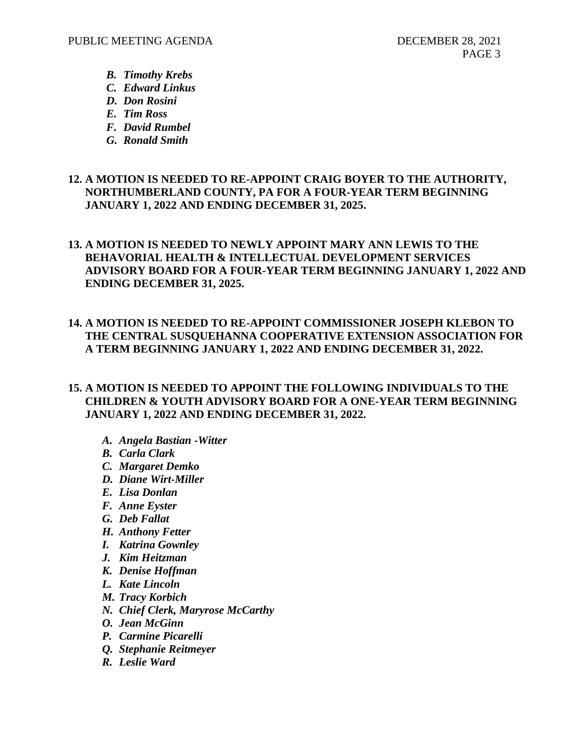*B. Timothy Krebs*
*C. Edward Linkus*
*D. Don Rosini*
*E. Tim Ross*
*F. David Rumbel*
*G. Ronald Smith*

**12. A MOTION IS NEEDED TO RE-APPOINT CRAIG BOYER TO THE AUTHORITY, NORTHUMBERLAND COUNTY, PA FOR A FOUR-YEAR TERM BEGINNING JANUARY 1, 2022 AND ENDING DECEMBER 31, 2025.**

**13. A MOTION IS NEEDED TO NEWLY APPOINT MARY ANN LEWIS TO THE BEHAVORIAL HEALTH & INTELLECTUAL DEVELOPMENT SERVICES ADVISORY BOARD FOR A FOUR-YEAR TERM BEGINNING JANUARY 1, 2022 AND ENDING DECEMBER 31, 2025.**

**14. A MOTION IS NEEDED TO RE-APPOINT COMMISSIONER JOSEPH KLEBON TO THE CENTRAL SUSQUEHANNA COOPERATIVE EXTENSION ASSOCIATION FOR A TERM BEGINNING JANUARY 1, 2022 AND ENDING DECEMBER 31, 2022.**

**15. A MOTION IS NEEDED TO APPOINT THE FOLLOWING INDIVIDUALS TO THE CHILDREN & YOUTH ADVISORY BOARD FOR A ONE-YEAR TERM BEGINNING JANUARY 1, 2022 AND ENDING DECEMBER 31, 2022.**

*A. Angela Bastian -Witter*
*B. Carla Clark*
*C. Margaret Demko*
*D. Diane Wirt-Miller*
*E. Lisa Donlan*
*F. Anne Eyster*
*G. Deb Fallat*
*H. Anthony Fetter*
*I. Katrina Gownley*
*J. Kim Heitzman*
*K. Denise Hoffman*
*L. Kate Lincoln*
*M. Tracy Korbich*
*N. Chief Clerk, Maryrose McCarthy*
*O. Jean McGinn*
*P. Carmine Picarelli*
*Q. Stephanie Reitmeyer*
*R. Leslie Ward*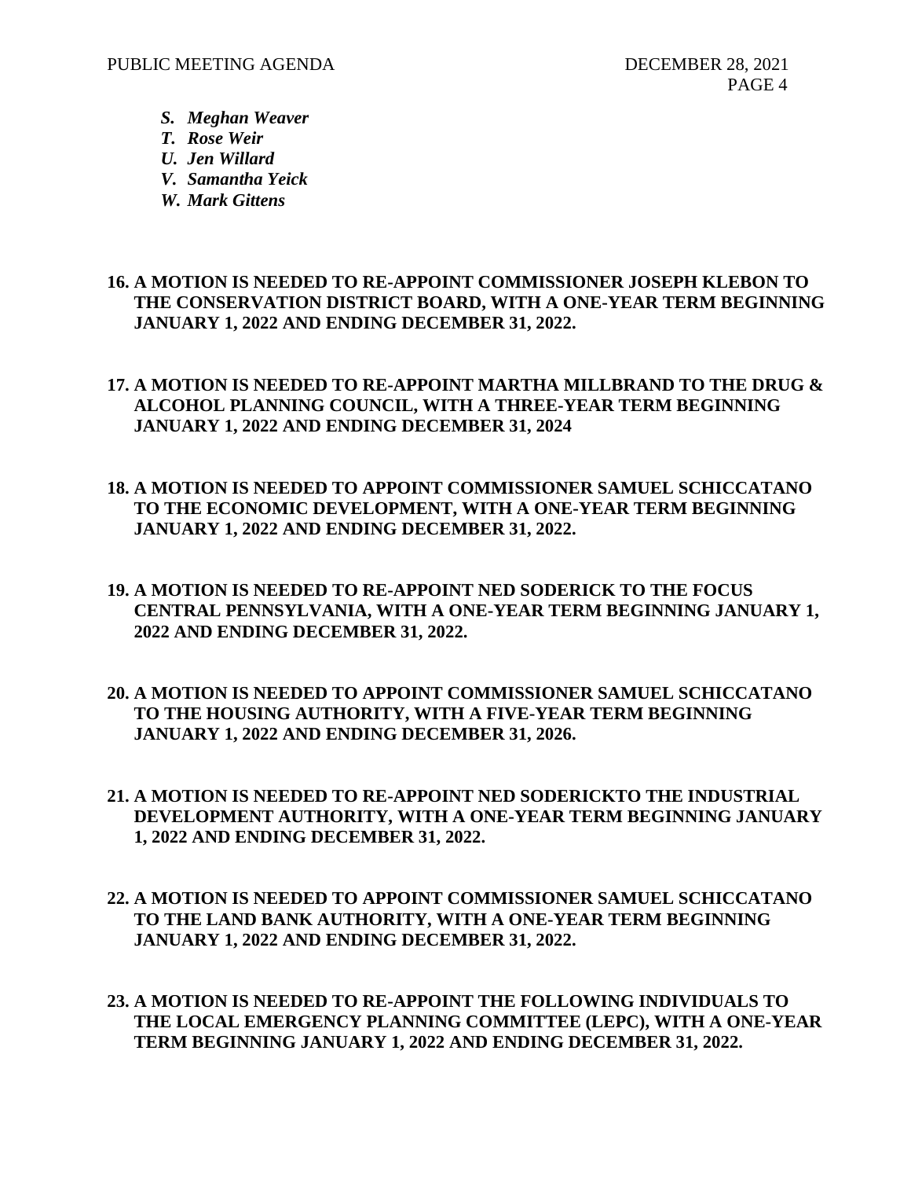S. ***Meghan Weaver***
T. ***Rose Weir***
U. ***Jen Willard***
V. ***Samantha Yeick***
W. ***Mark Gittens***

16. **A MOTION IS NEEDED TO RE-APPOINT COMMISSIONER JOSEPH KLEBON TO THE CONSERVATION DISTRICT BOARD, WITH A ONE-YEAR TERM BEGINNING JANUARY 1, 2022 AND ENDING DECEMBER 31, 2022.**

17. **A MOTION IS NEEDED TO RE-APPOINT MARTHA MILLBRAND TO THE DRUG & ALCOHOL PLANNING COUNCIL, WITH A THREE-YEAR TERM BEGINNING JANUARY 1, 2022 AND ENDING DECEMBER 31, 2024**

18. **A MOTION IS NEEDED TO APPOINT COMMISSIONER SAMUEL SCHICCATANO TO THE ECONOMIC DEVELOPMENT, WITH A ONE-YEAR TERM BEGINNING JANUARY 1, 2022 AND ENDING DECEMBER 31, 2022.**

19. **A MOTION IS NEEDED TO RE-APPOINT NED SODERICK TO THE FOCUS CENTRAL PENNSYLVANIA, WITH A ONE-YEAR TERM BEGINNING JANUARY 1, 2022 AND ENDING DECEMBER 31, 2022.**

20. **A MOTION IS NEEDED TO APPOINT COMMISSIONER SAMUEL SCHICCATANO TO THE HOUSING AUTHORITY, WITH A FIVE-YEAR TERM BEGINNING JANUARY 1, 2022 AND ENDING DECEMBER 31, 2026.**

21. **A MOTION IS NEEDED TO RE-APPOINT NED SODERICKTO THE INDUSTRIAL DEVELOPMENT AUTHORITY, WITH A ONE-YEAR TERM BEGINNING JANUARY 1, 2022 AND ENDING DECEMBER 31, 2022.**

22. **A MOTION IS NEEDED TO APPOINT COMMISSIONER SAMUEL SCHICCATANO TO THE LAND BANK AUTHORITY, WITH A ONE-YEAR TERM BEGINNING JANUARY 1, 2022 AND ENDING DECEMBER 31, 2022.**

23. **A MOTION IS NEEDED TO RE-APPOINT THE FOLLOWING INDIVIDUALS TO THE LOCAL EMERGENCY PLANNING COMMITTEE (LEPC), WITH A ONE-YEAR TERM BEGINNING JANUARY 1, 2022 AND ENDING DECEMBER 31, 2022.**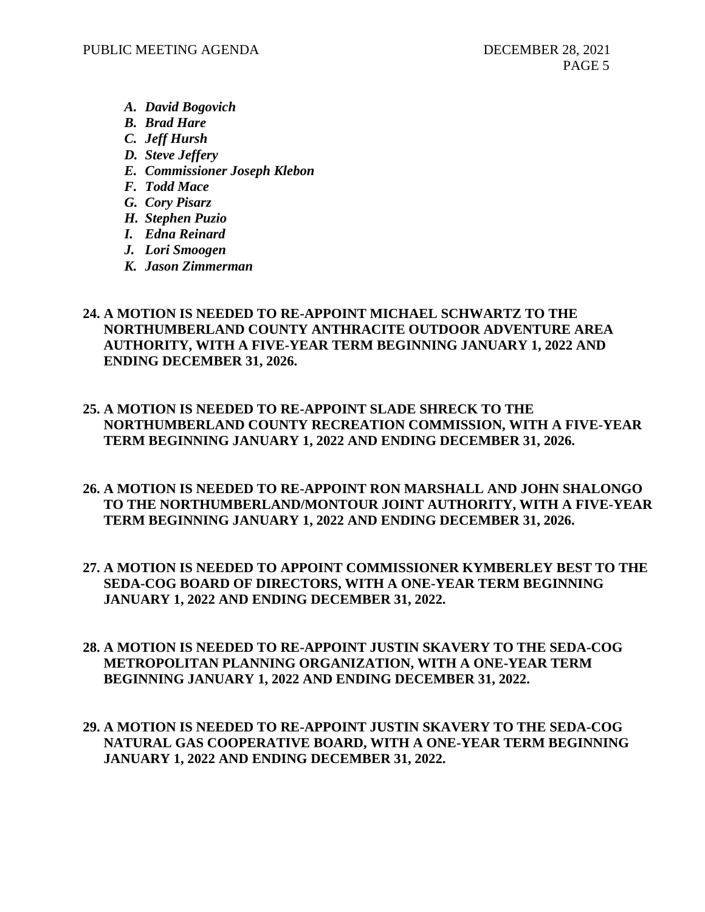*A. David Bogovich*
*B. Brad Hare*
*C. Jeff Hursh*
*D. Steve Jeffery*
*E. Commissioner Joseph Klebon*
*F. Todd Mace*
*G. Cory Pisarz*
*H. Stephen Puzio*
*I. Edna Reinard*
*J. Lori Smoogen*
*K. Jason Zimmerman*

**24. A MOTION IS NEEDED TO RE-APPOINT MICHAEL SCHWARTZ TO THE NORTHUMBERLAND COUNTY ANTHRACITE OUTDOOR ADVENTURE AREA AUTHORITY, WITH A FIVE-YEAR TERM BEGINNING JANUARY 1, 2022 AND ENDING DECEMBER 31, 2026.**

**25. A MOTION IS NEEDED TO RE-APPOINT SLADE SHRECK TO THE NORTHUMBERLAND COUNTY RECREATION COMMISSION, WITH A FIVE-YEAR TERM BEGINNING JANUARY 1, 2022 AND ENDING DECEMBER 31, 2026.**

**26. A MOTION IS NEEDED TO RE-APPOINT RON MARSHALL AND JOHN SHALONGO TO THE NORTHUMBERLAND/MONTOUR JOINT AUTHORITY, WITH A FIVE-YEAR TERM BEGINNING JANUARY 1, 2022 AND ENDING DECEMBER 31, 2026.**

**27. A MOTION IS NEEDED TO APPOINT COMMISSIONER KYMBERLEY BEST TO THE SEDA-COG BOARD OF DIRECTORS, WITH A ONE-YEAR TERM BEGINNING JANUARY 1, 2022 AND ENDING DECEMBER 31, 2022.**

**28. A MOTION IS NEEDED TO RE-APPOINT JUSTIN SKAVERY TO THE SEDA-COG METROPOLITAN PLANNING ORGANIZATION, WITH A ONE-YEAR TERM BEGINNING JANUARY 1, 2022 AND ENDING DECEMBER 31, 2022.**

**29. A MOTION IS NEEDED TO RE-APPOINT JUSTIN SKAVERY TO THE SEDA-COG NATURAL GAS COOPERATIVE BOARD, WITH A ONE-YEAR TERM BEGINNING JANUARY 1, 2022 AND ENDING DECEMBER 31, 2022.**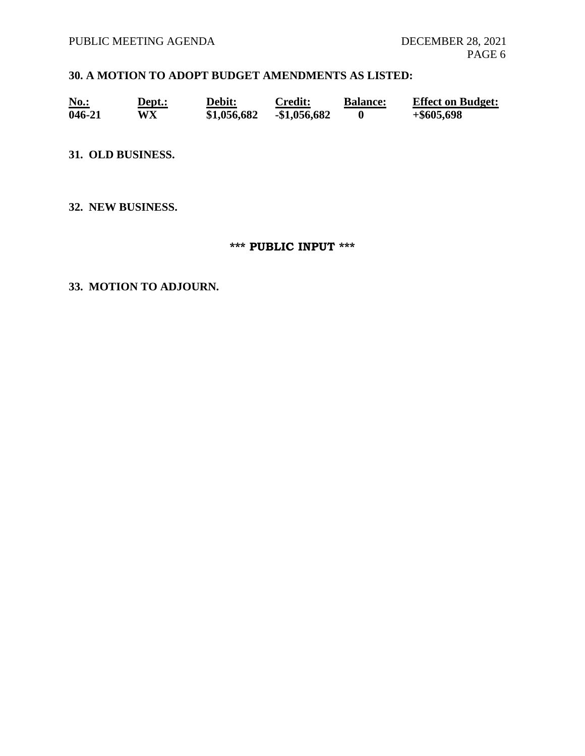**30. A MOTION TO ADOPT BUDGET AMENDMENTS AS LISTED:**

| No.: | Dept.: | Debit: | Credit: | Balance: | Effect on Budget: |
|---|---|---|---|---|---|
| **046-21** | **WX** | **$1,056,682** | **-$1,056,682** | **0** | **+$605,698** |

**31. OLD BUSINESS.**

**32. NEW BUSINESS.**

**\*\*\* PUBLIC INPUT \*\*\***

**33. MOTION TO ADJOURN.**